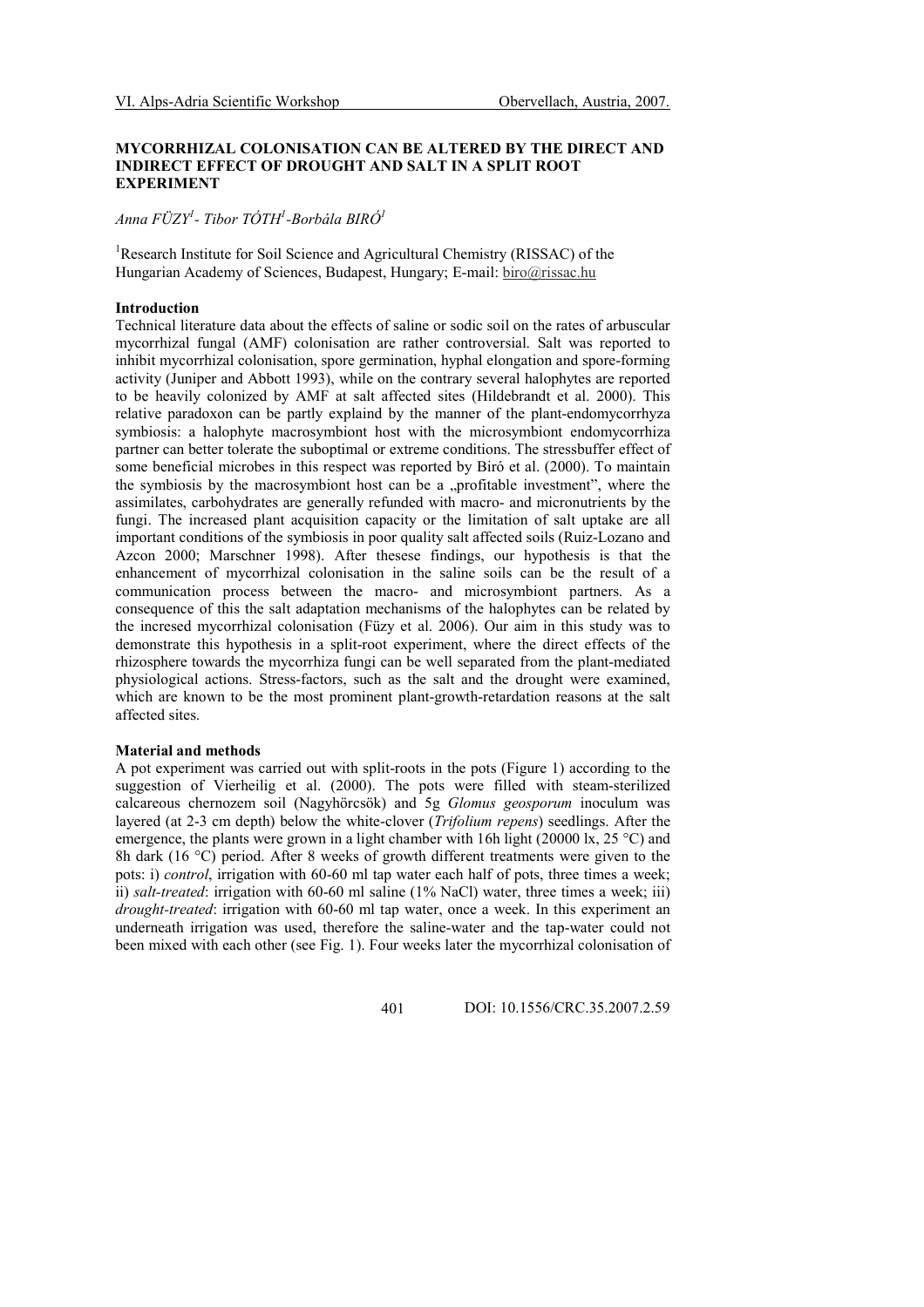# MYCORRHIZAL COLONISATION CAN BE ALTERED BY THE DIRECT AND INDIRECT EFFECT OF DROUGHT AND SALT IN A SPLIT ROOT EXPERIMENT

*Anna FÜZY[1]- Tibor TÓTH[1]-Borbála BIRÓ[1]*

[1]Research Institute for Soil Science and Agricultural Chemistry (RISSAC) of the Hungarian Academy of Sciences, Budapest, Hungary; E-mail: biro@rissac.hu

## Introduction

Technical literature data about the effects of saline or sodic soil on the rates of arbuscular mycorrhizal fungal (AMF) colonisation are rather controversial. Salt was reported to inhibit mycorrhizal colonisation, spore germination, hyphal elongation and spore-forming activity (Juniper and Abbott 1993), while on the contrary several halophytes are reported to be heavily colonized by AMF at salt affected sites (Hildebrandt et al. 2000). This relative paradoxon can be partly explaind by the manner of the plant-endomycorrhyza symbiosis: a halophyte macrosymbiont host with the microsymbiont endomycorrhiza partner can better tolerate the suboptimal or extreme conditions. The stressbuffer effect of some beneficial microbes in this respect was reported by Biró et al. (2000). To maintain the symbiosis by the macrosymbiont host can be a „profitable investment", where the assimilates, carbohydrates are generally refunded with macro- and micronutrients by the fungi. The increased plant acquisition capacity or the limitation of salt uptake are all important conditions of the symbiosis in poor quality salt affected soils (Ruiz-Lozano and Azcon 2000; Marschner 1998). After thesese findings, our hypothesis is that the enhancement of mycorrhizal colonisation in the saline soils can be the result of a communication process between the macro- and microsymbiont partners. As a consequence of this the salt adaptation mechanisms of the halophytes can be related by the incresed mycorrhizal colonisation (Füzy et al. 2006). Our aim in this study was to demonstrate this hypothesis in a split-root experiment, where the direct effects of the rhizosphere towards the mycorrhiza fungi can be well separated from the plant-mediated physiological actions. Stress-factors, such as the salt and the drought were examined, which are known to be the most prominent plant-growth-retardation reasons at the salt affected sites.

## Material and methods

A pot experiment was carried out with split-roots in the pots (Figure 1) according to the suggestion of Vierheilig et al. (2000). The pots were filled with steam-sterilized calcareous chernozem soil (Nagyhörcsök) and 5g *Glomus geosporum* inoculum was layered (at 2-3 cm depth) below the white-clover (*Trifolium repens*) seedlings. After the emergence, the plants were grown in a light chamber with 16h light (20000 lx, 25 °C) and 8h dark (16 °C) period. After 8 weeks of growth different treatments were given to the pots: i) *control*, irrigation with 60-60 ml tap water each half of pots, three times a week; ii) *salt-treated*: irrigation with 60-60 ml saline (1% NaCl) water, three times a week; iii) *drought-treated*: irrigation with 60-60 ml tap water, once a week. In this experiment an underneath irrigation was used, therefore the saline-water and the tap-water could not been mixed with each other (see Fig. 1). Four weeks later the mycorrhizal colonisation of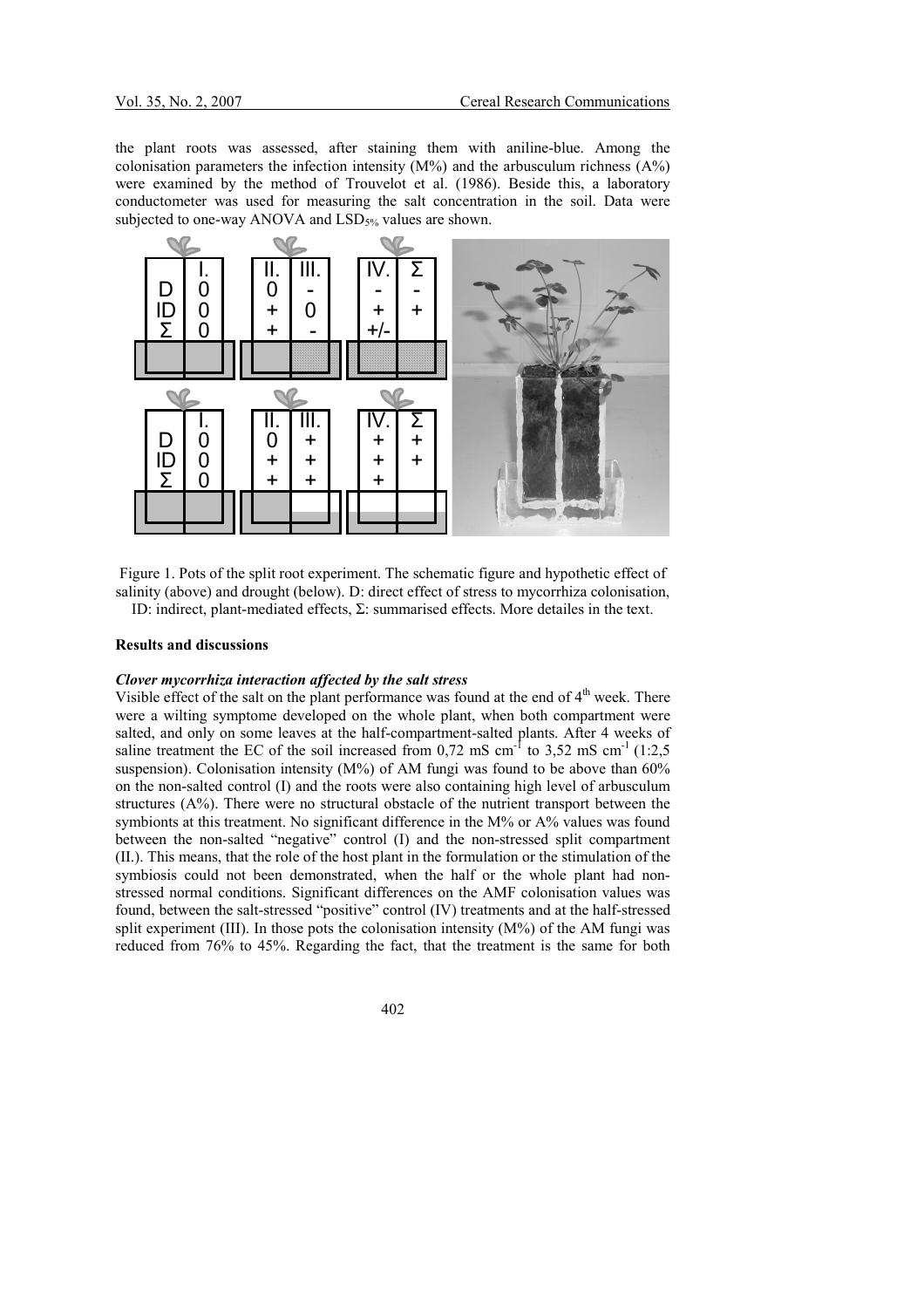the plant roots was assessed, after staining them with aniline-blue. Among the colonisation parameters the infection intensity (M%) and the arbusculum richness (A%) were examined by the method of Trouvelot et al. (1986). Beside this, a laboratory conductometer was used for measuring the salt concentration in the soil. Data were subjected to one-way ANOVA and $LSD_{5\%}$ values are shown.

Figure 1. Pots of the split root experiment. The schematic figure and hypothetic effect of salinity (above) and drought (below). D: direct effect of stress to mycorrhiza colonisation, ID: indirect, plant-mediated effects, Σ: summarised effects. More detailes in the text.

## Results and discussions

### *Clover mycorrhiza interaction affected by the salt stress*

Visible effect of the salt on the plant performance was found at the end of 4th week. There were a wilting symptome developed on the whole plant, when both compartment were salted, and only on some leaves at the half-compartment-salted plants. After 4 weeks of saline treatment the EC of the soil increased from 0,72 mS $cm^{-1}$ to 3,52 mS $cm^{-1}$ (1:2,5 suspension). Colonisation intensity (M%) of AM fungi was found to be above than 60% on the non-salted control (I) and the roots were also containing high level of arbusculum structures (A%). There were no structural obstacle of the nutrient transport between the symbionts at this treatment. No significant difference in the M% or A% values was found between the non-salted "negative" control (I) and the non-stressed split compartment (II.). This means, that the role of the host plant in the formulation or the stimulation of the symbiosis could not been demonstrated, when the half or the whole plant had non-stressed normal conditions. Significant differences on the AMF colonisation values was found, between the salt-stressed "positive" control (IV) treatments and at the half-stressed split experiment (III). In those pots the colonisation intensity (M%) of the AM fungi was reduced from 76% to 45%. Regarding the fact, that the treatment is the same for both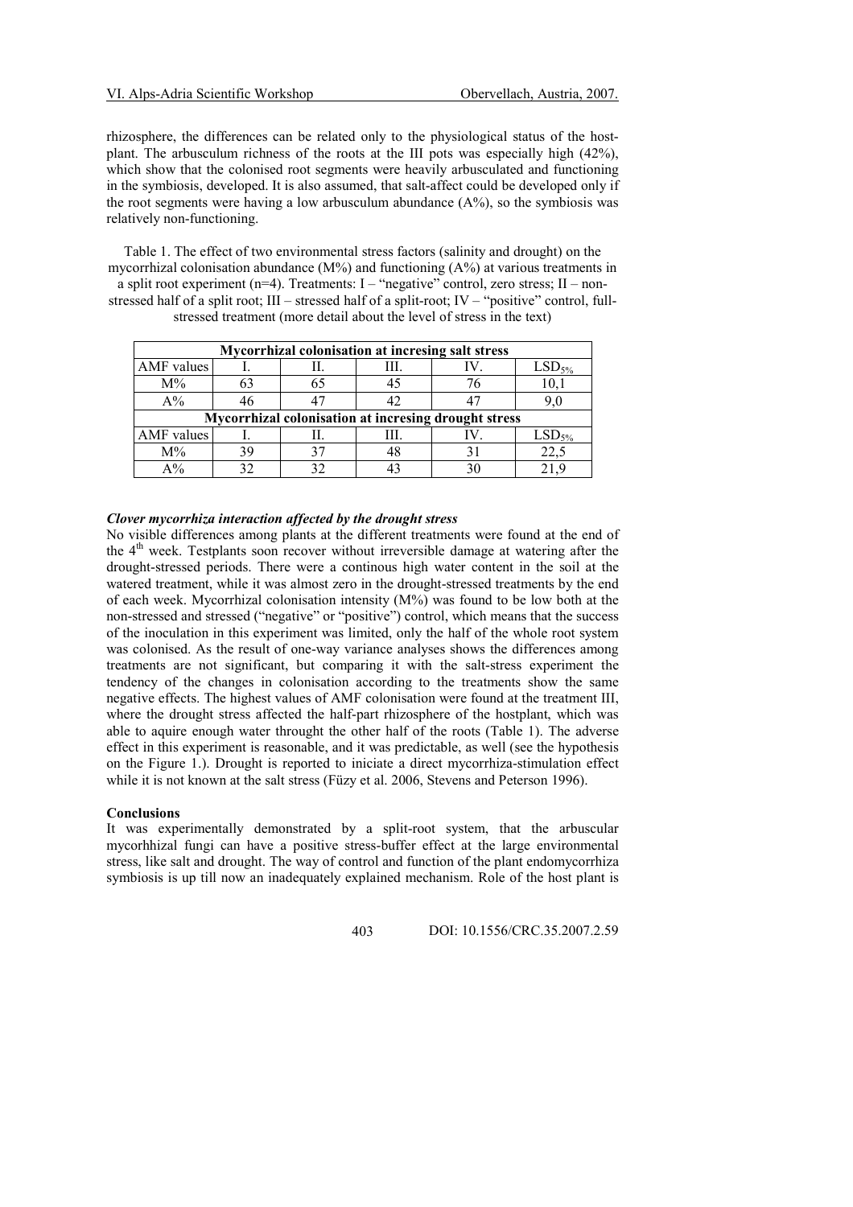rhizosphere, the differences can be related only to the physiological status of the host-plant. The arbusculum richness of the roots at the III pots was especially high (42%), which show that the colonised root segments were heavily arbusculated and functioning in the symbiosis, developed. It is also assumed, that salt-affect could be developed only if the root segments were having a low arbusculum abundance (A%), so the symbiosis was relatively non-functioning.

Table 1. The effect of two environmental stress factors (salinity and drought) on the mycorrhizal colonisation abundance (M%) and functioning (A%) at various treatments in a split root experiment (n=4). Treatments: I – "negative" control, zero stress; II – non-stressed half of a split root; III – stressed half of a split-root; IV – "positive" control, full-stressed treatment (more detail about the level of stress in the text)

| **Mycorrhizal colonisation at increasing salt stress** | | | | | |
|---|---|---|---|---|---|
| AMF values | I. | II. | III. | IV. | $LSD_{5\%}$ |
| M% | 63 | 65 | 45 | 76 | 10,1 |
| A% | 46 | 47 | 42 | 47 | 9,0 |
| **Mycorrhizal colonisation at increasing drought stress** | | | | | |
| AMF values | I. | II. | III. | IV. | $LSD_{5\%}$ |
| M% | 39 | 37 | 48 | 31 | 22,5 |
| A% | 32 | 32 | 43 | 30 | 21,9 |

***Clover mycorrhiza interaction affected by the drought stress***

No visible differences among plants at the different treatments were found at the end of the 4th week. Testplants soon recover without irreversible damage at watering after the drought-stressed periods. There were a continous high water content in the soil at the watered treatment, while it was almost zero in the drought-stressed treatments by the end of each week. Mycorrhizal colonisation intensity (M%) was found to be low both at the non-stressed and stressed ("negative" or "positive") control, which means that the success of the inoculation in this experiment was limited, only the half of the whole root system was colonised. As the result of one-way variance analyses shows the differences among treatments are not significant, but comparing it with the salt-stress experiment the tendency of the changes in colonisation according to the treatments show the same negative effects. The highest values of AMF colonisation were found at the treatment III, where the drought stress affected the half-part rhizosphere of the hostplant, which was able to aquire enough water throught the other half of the roots (Table 1). The adverse effect in this experiment is reasonable, and it was predictable, as well (see the hypothesis on the Figure 1.). Drought is reported to iniciate a direct mycorrhiza-stimulation effect while it is not known at the salt stress (Füzy et al. 2006, Stevens and Peterson 1996).

**Conclusions**

It was experimentally demonstrated by a split-root system, that the arbuscular mycorhhizal fungi can have a positive stress-buffer effect at the large environmental stress, like salt and drought. The way of control and function of the plant endomycorrhiza symbiosis is up till now an inadequately explained mechanism. Role of the host plant is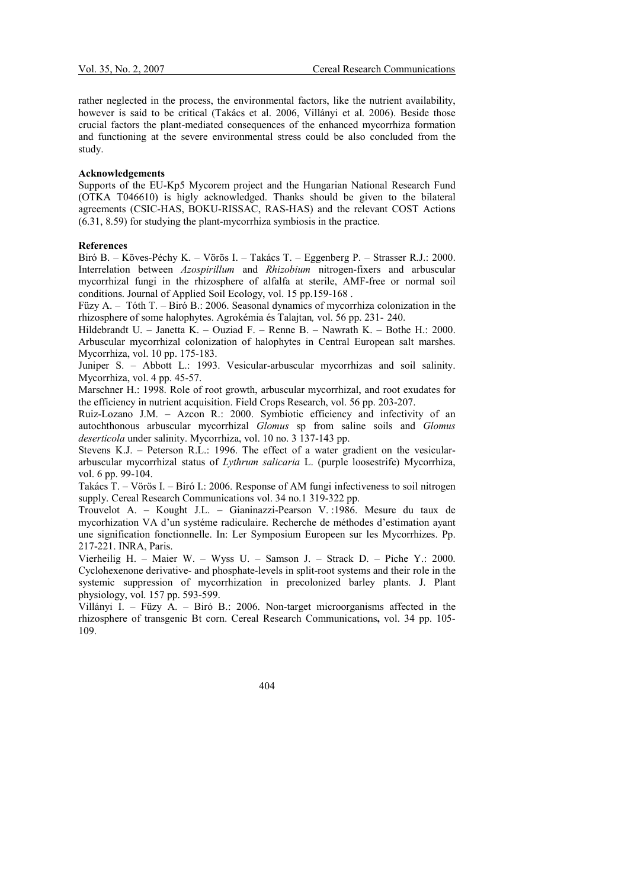rather neglected in the process, the environmental factors, like the nutrient availability, however is said to be critical (Takács et al. 2006, Villányi et al. 2006). Beside those crucial factors the plant-mediated consequences of the enhanced mycorrhiza formation and functioning at the severe environmental stress could be also concluded from the study.

**Acknowledgements**

Supports of the EU-Kp5 Mycorem project and the Hungarian National Research Fund (OTKA T046610) is higly acknowledged. Thanks should be given to the bilateral agreements (CSIC-HAS, BOKU-RISSAC, RAS-HAS) and the relevant COST Actions (6.31, 8.59) for studying the plant-mycorrhiza symbiosis in the practice.

**References**

Biró B. – Köves-Péchy K. – Vörös I. – Takács T. – Eggenberg P. – Strasser R.J.: 2000. Interrelation between *Azospirillum* and *Rhizobium* nitrogen-fixers and arbuscular mycorrhizal fungi in the rhizosphere of alfalfa at sterile, AMF-free or normal soil conditions. Journal of Applied Soil Ecology, vol. 15 pp.159-168 .

Füzy A. – Tóth T. – Biró B.: 2006. Seasonal dynamics of mycorrhiza colonization in the rhizosphere of some halophytes. Agrokémia és Talajtan*,* vol. 56 pp. 231- 240.

Hildebrandt U. – Janetta K. – Ouziad F. – Renne B. – Nawrath K. – Bothe H.: 2000. Arbuscular mycorrhizal colonization of halophytes in Central European salt marshes. Mycorrhiza, vol. 10 pp. 175-183.

Juniper S. – Abbott L.: 1993. Vesicular-arbuscular mycorrhizas and soil salinity. Mycorrhiza, vol. 4 pp. 45-57.

Marschner H.: 1998. Role of root growth, arbuscular mycorrhizal, and root exudates for the efficiency in nutrient acquisition. Field Crops Research, vol. 56 pp. 203-207.

Ruiz-Lozano J.M. – Azcon R.: 2000. Symbiotic efficiency and infectivity of an autochthonous arbuscular mycorrhizal *Glomus* sp from saline soils and *Glomus deserticola* under salinity. Mycorrhiza, vol. 10 no. 3 137-143 pp.

Stevens K.J. – Peterson R.L.: 1996. The effect of a water gradient on the vesicular-arbuscular mycorrhizal status of *Lythrum salicaria* L. (purple loosestrife) Mycorrhiza, vol. 6 pp. 99-104.

Takács T. – Vörös I. – Biró I.: 2006. Response of AM fungi infectiveness to soil nitrogen supply. Cereal Research Communications vol. 34 no.1 319-322 pp.

Trouvelot A. – Kought J.L. – Gianinazzi-Pearson V. :1986. Mesure du taux de mycorhization VA d'un systéme radiculaire. Recherche de méthodes d'estimation ayant une signification fonctionnelle. In: Ler Symposium Europeen sur les Mycorrhizes. Pp. 217-221. INRA, Paris.

Vierheilig H. – Maier W. – Wyss U. – Samson J. – Strack D. – Piche Y.: 2000. Cyclohexenone derivative- and phosphate-levels in split-root systems and their role in the systemic suppression of mycorrhization in precolonized barley plants. J. Plant physiology, vol. 157 pp. 593-599.

Villányi I. – Füzy A. – Biró B.: 2006. Non-target microorganisms affected in the rhizosphere of transgenic Bt corn. Cereal Research Communications**,** vol. 34 pp. 105-109.